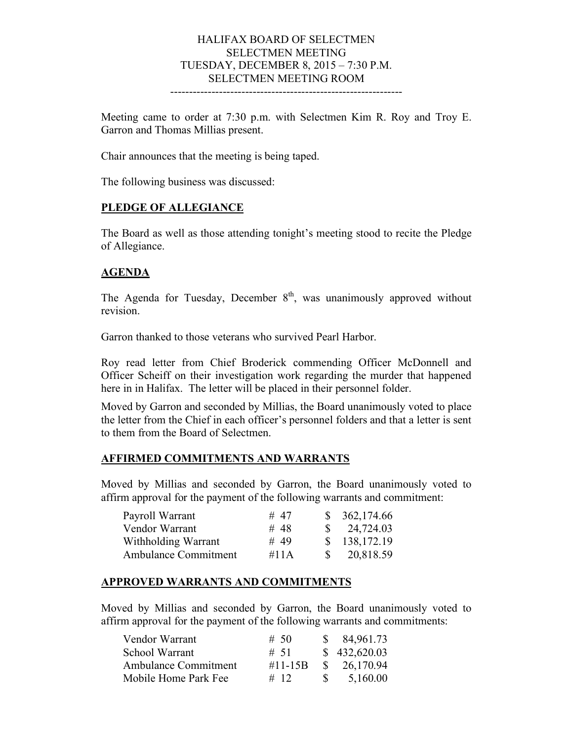# HALIFAX BOARD OF SELECTMEN
## SELECTMEN MEETING
## TUESDAY, DECEMBER 8, 2015 – 7:30 P.M.
## SELECTMEN MEETING ROOM

---

Meeting came to order at 7:30 p.m. with Selectmen Kim R. Roy and Troy E. Garron and Thomas Millias present.

Chair announces that the meeting is being taped.

The following business was discussed:

**PLEDGE OF ALLEGIANCE**

The Board as well as those attending tonight's meeting stood to recite the Pledge of Allegiance.

**AGENDA**

The Agenda for Tuesday, December 8th, was unanimously approved without revision.

Garron thanked to those veterans who survived Pearl Harbor.

Roy read letter from Chief Broderick commending Officer McDonnell and Officer Scheiff on their investigation work regarding the murder that happened here in in Halifax. The letter will be placed in their personnel folder.

Moved by Garron and seconded by Millias, the Board unanimously voted to place the letter from the Chief in each officer's personnel folders and that a letter is sent to them from the Board of Selectmen.

**AFFIRMED COMMITMENTS AND WARRANTS**

Moved by Millias and seconded by Garron, the Board unanimously voted to affirm approval for the payment of the following warrants and commitment:

| | | |
|---|---|---|
| Payroll Warrant | # 47 | $ 362,174.66 |
| Vendor Warrant | # 48 | $ 24,724.03 |
| Withholding Warrant | # 49 | $ 138,172.19 |
| Ambulance Commitment | #11A | $ 20,818.59 |

**APPROVED WARRANTS AND COMMITMENTS**

Moved by Millias and seconded by Garron, the Board unanimously voted to affirm approval for the payment of the following warrants and commitments:

| | | |
|---|---|---|
| Vendor Warrant | # 50 | $ 84,961.73 |
| School Warrant | # 51 | $ 432,620.03 |
| Ambulance Commitment | #11-15B | $ 26,170.94 |
| Mobile Home Park Fee | # 12 | $ 5,160.00 |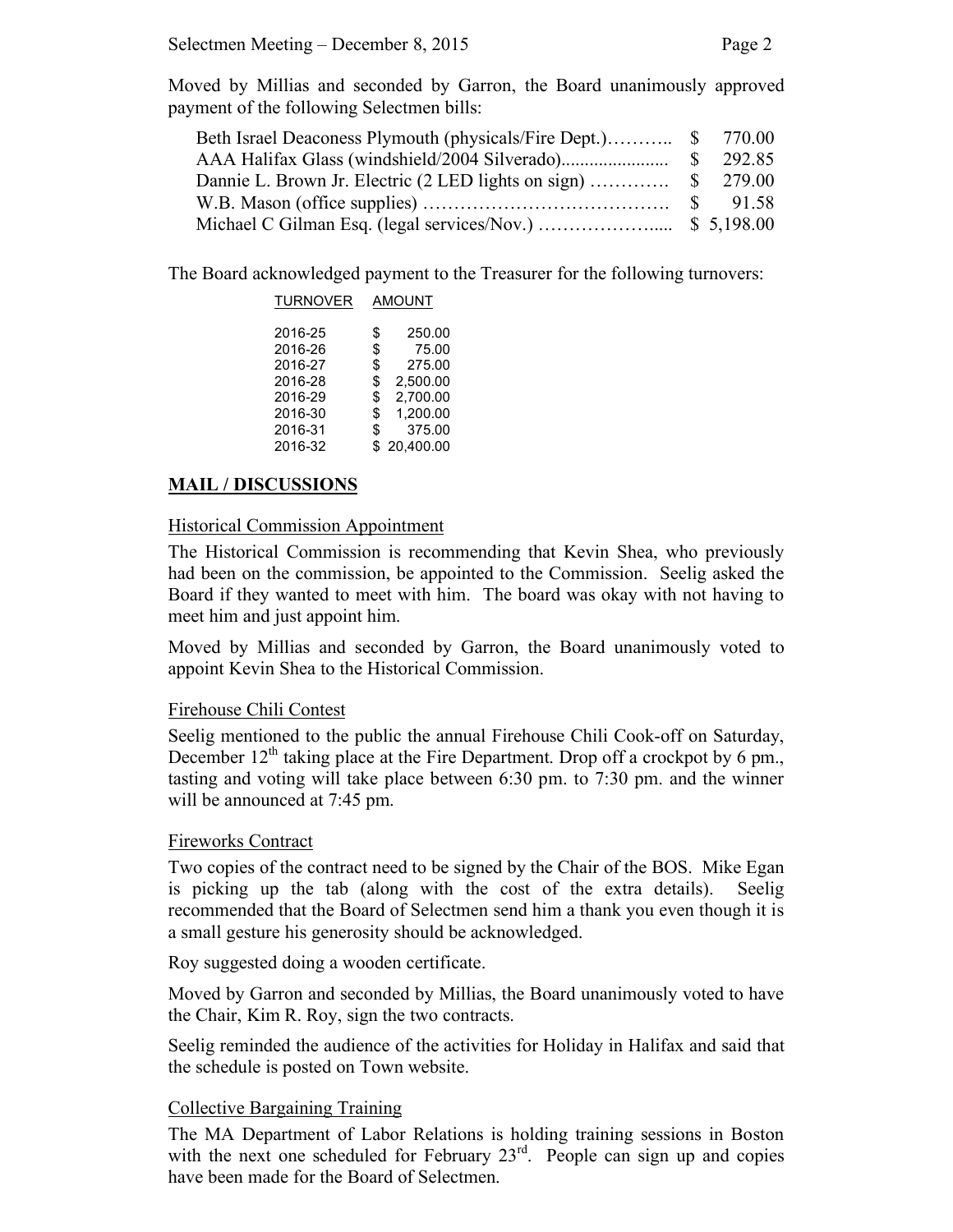Moved by Millias and seconded by Garron, the Board unanimously approved payment of the following Selectmen bills:

| | |
|---|---|
| Beth Israel Deaconess Plymouth (physicals/Fire Dept.)……….. | $ 770.00 |
| AAA Halifax Glass (windshield/2004 Silverado)...................... | $ 292.85 |
| Dannie L. Brown Jr. Electric (2 LED lights on sign) …………. | $ 279.00 |
| W.B. Mason (office supplies) …………………………………. | $ 91.58 |
| Michael C Gilman Esq. (legal services/Nov.) ………………..... | $ 5,198.00 |

The Board acknowledged payment to the Treasurer for the following turnovers:

| TURNOVER | AMOUNT |
|---|---|
| 2016-25 | $ 250.00 |
| 2016-26 | $ 75.00 |
| 2016-27 | $ 275.00 |
| 2016-28 | $ 2,500.00 |
| 2016-29 | $ 2,700.00 |
| 2016-30 | $ 1,200.00 |
| 2016-31 | $ 375.00 |
| 2016-32 | $ 20,400.00 |

## MAIL / DISCUSSIONS

### Historical Commission Appointment

The Historical Commission is recommending that Kevin Shea, who previously had been on the commission, be appointed to the Commission. Seelig asked the Board if they wanted to meet with him. The board was okay with not having to meet him and just appoint him.

Moved by Millias and seconded by Garron, the Board unanimously voted to appoint Kevin Shea to the Historical Commission.

### Firehouse Chili Contest

Seelig mentioned to the public the annual Firehouse Chili Cook-off on Saturday, December 12th taking place at the Fire Department. Drop off a crockpot by 6 pm., tasting and voting will take place between 6:30 pm. to 7:30 pm. and the winner will be announced at 7:45 pm.

### Fireworks Contract

Two copies of the contract need to be signed by the Chair of the BOS. Mike Egan is picking up the tab (along with the cost of the extra details). Seelig recommended that the Board of Selectmen send him a thank you even though it is a small gesture his generosity should be acknowledged.

Roy suggested doing a wooden certificate.

Moved by Garron and seconded by Millias, the Board unanimously voted to have the Chair, Kim R. Roy, sign the two contracts.

Seelig reminded the audience of the activities for Holiday in Halifax and said that the schedule is posted on Town website.

### Collective Bargaining Training

The MA Department of Labor Relations is holding training sessions in Boston with the next one scheduled for February 23rd. People can sign up and copies have been made for the Board of Selectmen.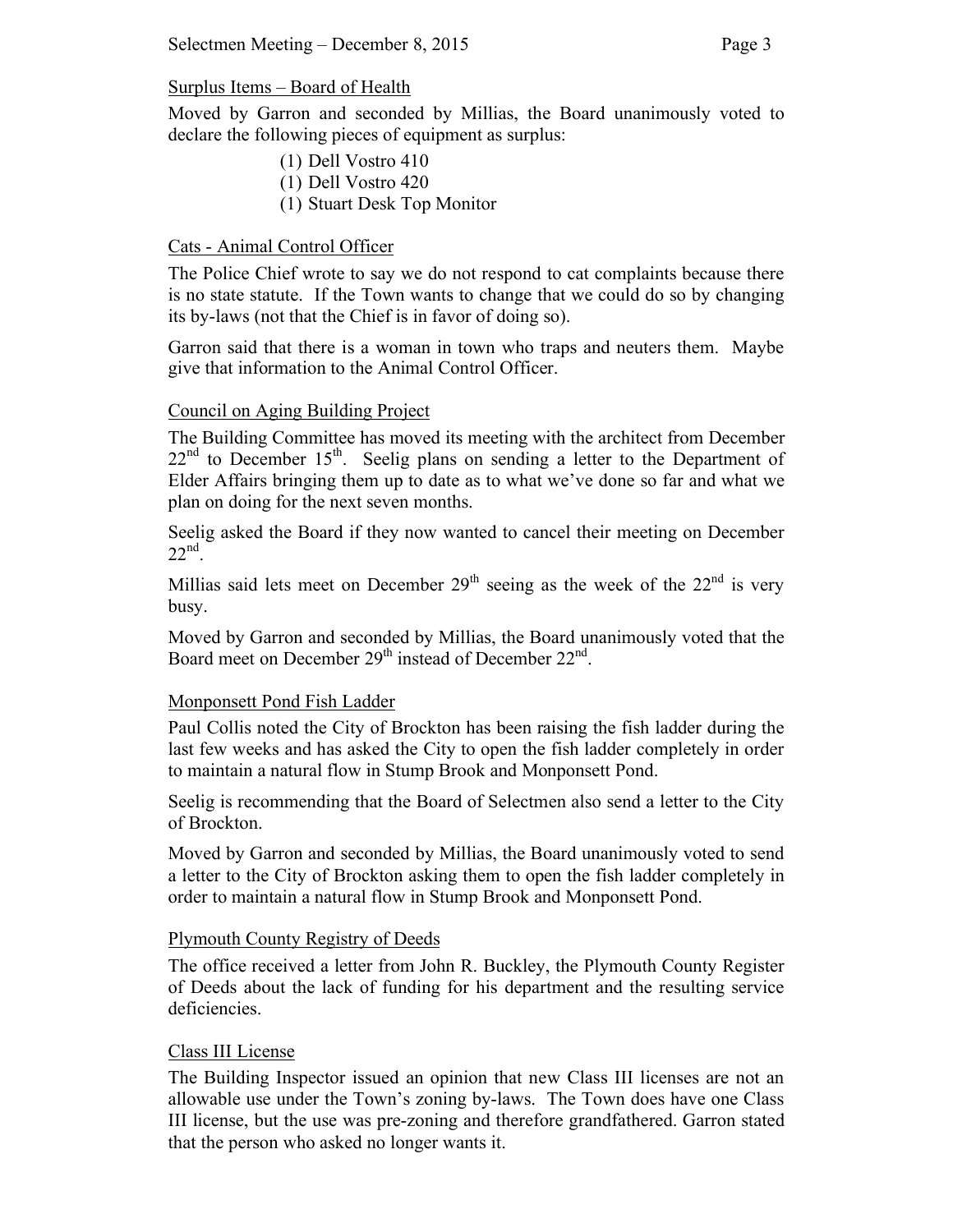Surplus Items – Board of Health

Moved by Garron and seconded by Millias, the Board unanimously voted to declare the following pieces of equipment as surplus:

(1) Dell Vostro 410
(1) Dell Vostro 420
(1) Stuart Desk Top Monitor

Cats - Animal Control Officer

The Police Chief wrote to say we do not respond to cat complaints because there is no state statute. If the Town wants to change that we could do so by changing its by-laws (not that the Chief is in favor of doing so).

Garron said that there is a woman in town who traps and neuters them. Maybe give that information to the Animal Control Officer.

Council on Aging Building Project

The Building Committee has moved its meeting with the architect from December 22nd to December 15th. Seelig plans on sending a letter to the Department of Elder Affairs bringing them up to date as to what we've done so far and what we plan on doing for the next seven months.

Seelig asked the Board if they now wanted to cancel their meeting on December 22nd.

Millias said lets meet on December 29th seeing as the week of the 22nd is very busy.

Moved by Garron and seconded by Millias, the Board unanimously voted that the Board meet on December 29th instead of December 22nd.

Monponsett Pond Fish Ladder

Paul Collis noted the City of Brockton has been raising the fish ladder during the last few weeks and has asked the City to open the fish ladder completely in order to maintain a natural flow in Stump Brook and Monponsett Pond.

Seelig is recommending that the Board of Selectmen also send a letter to the City of Brockton.

Moved by Garron and seconded by Millias, the Board unanimously voted to send a letter to the City of Brockton asking them to open the fish ladder completely in order to maintain a natural flow in Stump Brook and Monponsett Pond.

Plymouth County Registry of Deeds

The office received a letter from John R. Buckley, the Plymouth County Register of Deeds about the lack of funding for his department and the resulting service deficiencies.

Class III License

The Building Inspector issued an opinion that new Class III licenses are not an allowable use under the Town's zoning by-laws. The Town does have one Class III license, but the use was pre-zoning and therefore grandfathered. Garron stated that the person who asked no longer wants it.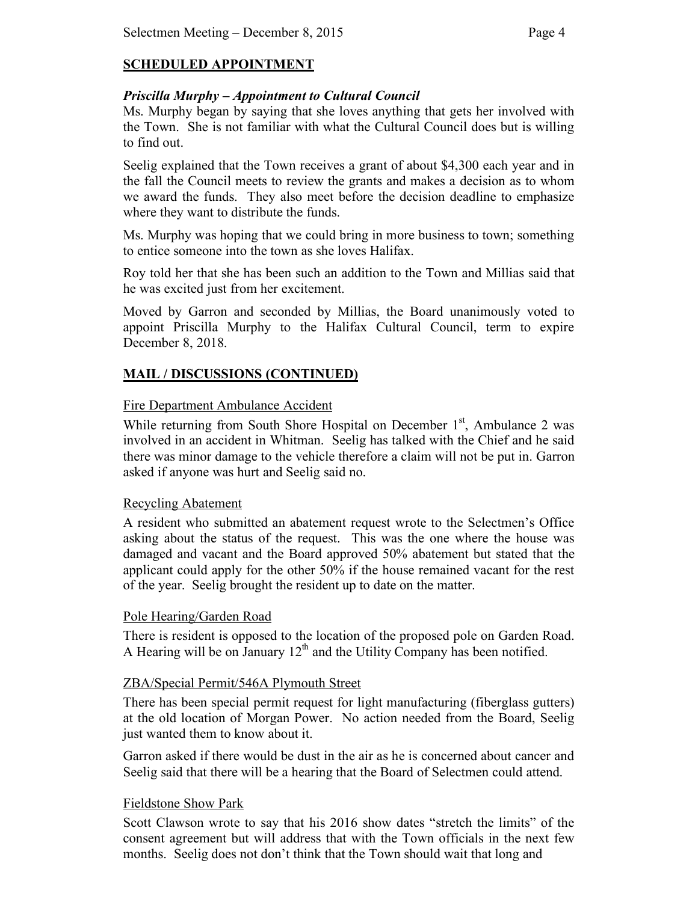## SCHEDULED APPOINTMENT

### *Priscilla Murphy – Appointment to Cultural Council*

Ms. Murphy began by saying that she loves anything that gets her involved with the Town. She is not familiar with what the Cultural Council does but is willing to find out.

Seelig explained that the Town receives a grant of about $4,300 each year and in the fall the Council meets to review the grants and makes a decision as to whom we award the funds. They also meet before the decision deadline to emphasize where they want to distribute the funds.

Ms. Murphy was hoping that we could bring in more business to town; something to entice someone into the town as she loves Halifax.

Roy told her that she has been such an addition to the Town and Millias said that he was excited just from her excitement.

Moved by Garron and seconded by Millias, the Board unanimously voted to appoint Priscilla Murphy to the Halifax Cultural Council, term to expire December 8, 2018.

## MAIL / DISCUSSIONS (CONTINUED)

### Fire Department Ambulance Accident

While returning from South Shore Hospital on December 1st, Ambulance 2 was involved in an accident in Whitman. Seelig has talked with the Chief and he said there was minor damage to the vehicle therefore a claim will not be put in. Garron asked if anyone was hurt and Seelig said no.

### Recycling Abatement

A resident who submitted an abatement request wrote to the Selectmen's Office asking about the status of the request. This was the one where the house was damaged and vacant and the Board approved 50% abatement but stated that the applicant could apply for the other 50% if the house remained vacant for the rest of the year. Seelig brought the resident up to date on the matter.

### Pole Hearing/Garden Road

There is resident is opposed to the location of the proposed pole on Garden Road. A Hearing will be on January 12th and the Utility Company has been notified.

### ZBA/Special Permit/546A Plymouth Street

There has been special permit request for light manufacturing (fiberglass gutters) at the old location of Morgan Power. No action needed from the Board, Seelig just wanted them to know about it.

Garron asked if there would be dust in the air as he is concerned about cancer and Seelig said that there will be a hearing that the Board of Selectmen could attend.

### Fieldstone Show Park

Scott Clawson wrote to say that his 2016 show dates "stretch the limits" of the consent agreement but will address that with the Town officials in the next few months. Seelig does not don't think that the Town should wait that long and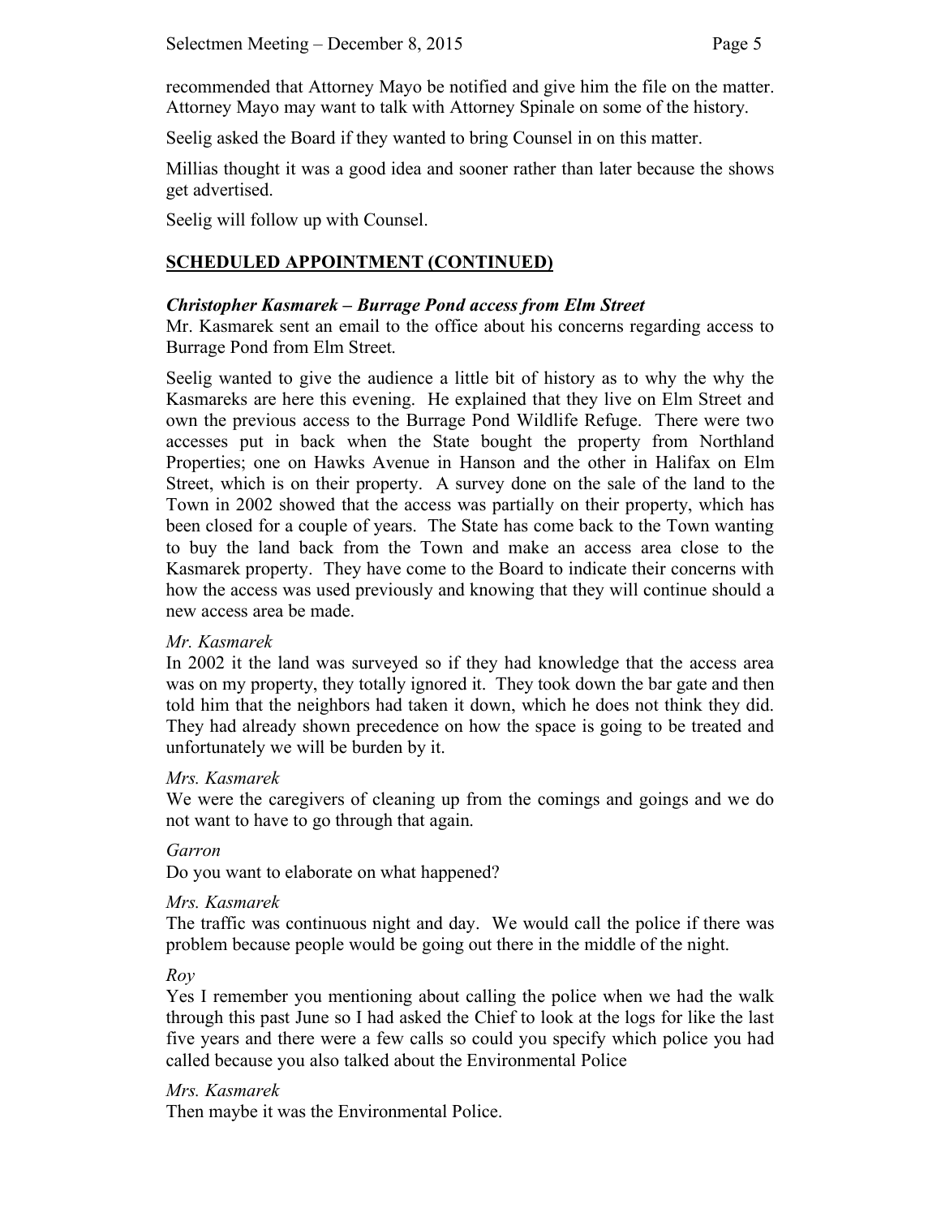recommended that Attorney Mayo be notified and give him the file on the matter. Attorney Mayo may want to talk with Attorney Spinale on some of the history.

Seelig asked the Board if they wanted to bring Counsel in on this matter.

Millias thought it was a good idea and sooner rather than later because the shows get advertised.

Seelig will follow up with Counsel.

## SCHEDULED APPOINTMENT (CONTINUED)

### *Christopher Kasmarek – Burrage Pond access from Elm Street*

Mr. Kasmarek sent an email to the office about his concerns regarding access to Burrage Pond from Elm Street.

Seelig wanted to give the audience a little bit of history as to why the why the Kasmareks are here this evening. He explained that they live on Elm Street and own the previous access to the Burrage Pond Wildlife Refuge. There were two accesses put in back when the State bought the property from Northland Properties; one on Hawks Avenue in Hanson and the other in Halifax on Elm Street, which is on their property. A survey done on the sale of the land to the Town in 2002 showed that the access was partially on their property, which has been closed for a couple of years. The State has come back to the Town wanting to buy the land back from the Town and make an access area close to the Kasmarek property. They have come to the Board to indicate their concerns with how the access was used previously and knowing that they will continue should a new access area be made.

*Mr. Kasmarek*

In 2002 it the land was surveyed so if they had knowledge that the access area was on my property, they totally ignored it. They took down the bar gate and then told him that the neighbors had taken it down, which he does not think they did. They had already shown precedence on how the space is going to be treated and unfortunately we will be burden by it.

*Mrs. Kasmarek*

We were the caregivers of cleaning up from the comings and goings and we do not want to have to go through that again.

*Garron*

Do you want to elaborate on what happened?

*Mrs. Kasmarek*

The traffic was continuous night and day. We would call the police if there was problem because people would be going out there in the middle of the night.

*Roy*

Yes I remember you mentioning about calling the police when we had the walk through this past June so I had asked the Chief to look at the logs for like the last five years and there were a few calls so could you specify which police you had called because you also talked about the Environmental Police

*Mrs. Kasmarek*

Then maybe it was the Environmental Police.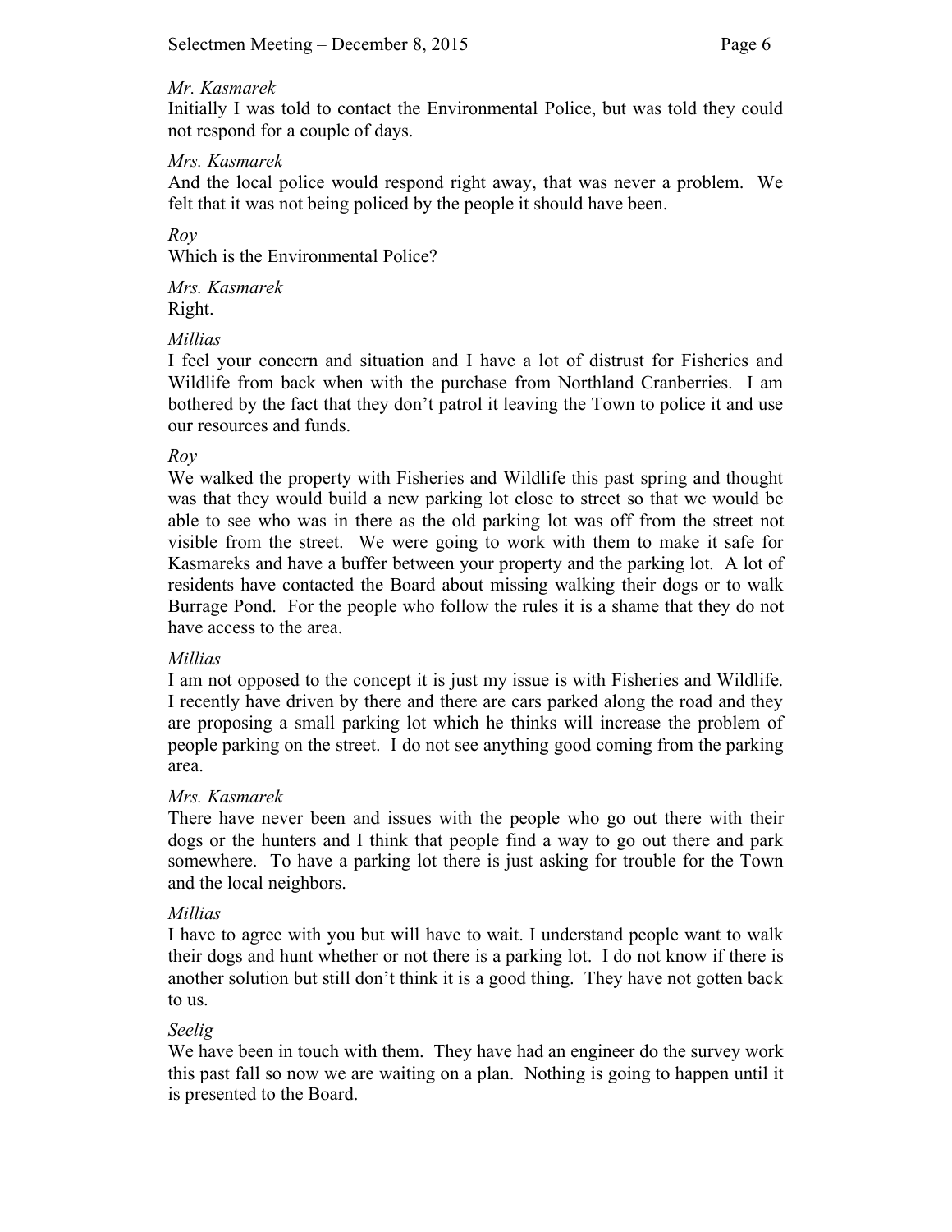*Mr. Kasmarek*
Initially I was told to contact the Environmental Police, but was told they could not respond for a couple of days.

*Mrs. Kasmarek*
And the local police would respond right away, that was never a problem. We felt that it was not being policed by the people it should have been.

*Roy*
Which is the Environmental Police?

*Mrs. Kasmarek*
Right.

*Millias*
I feel your concern and situation and I have a lot of distrust for Fisheries and Wildlife from back when with the purchase from Northland Cranberries. I am bothered by the fact that they don't patrol it leaving the Town to police it and use our resources and funds.

*Roy*
We walked the property with Fisheries and Wildlife this past spring and thought was that they would build a new parking lot close to street so that we would be able to see who was in there as the old parking lot was off from the street not visible from the street. We were going to work with them to make it safe for Kasmareks and have a buffer between your property and the parking lot. A lot of residents have contacted the Board about missing walking their dogs or to walk Burrage Pond. For the people who follow the rules it is a shame that they do not have access to the area.

*Millias*
I am not opposed to the concept it is just my issue is with Fisheries and Wildlife. I recently have driven by there and there are cars parked along the road and they are proposing a small parking lot which he thinks will increase the problem of people parking on the street. I do not see anything good coming from the parking area.

*Mrs. Kasmarek*
There have never been and issues with the people who go out there with their dogs or the hunters and I think that people find a way to go out there and park somewhere. To have a parking lot there is just asking for trouble for the Town and the local neighbors.

*Millias*
I have to agree with you but will have to wait. I understand people want to walk their dogs and hunt whether or not there is a parking lot. I do not know if there is another solution but still don't think it is a good thing. They have not gotten back to us.

*Seelig*
We have been in touch with them. They have had an engineer do the survey work this past fall so now we are waiting on a plan. Nothing is going to happen until it is presented to the Board.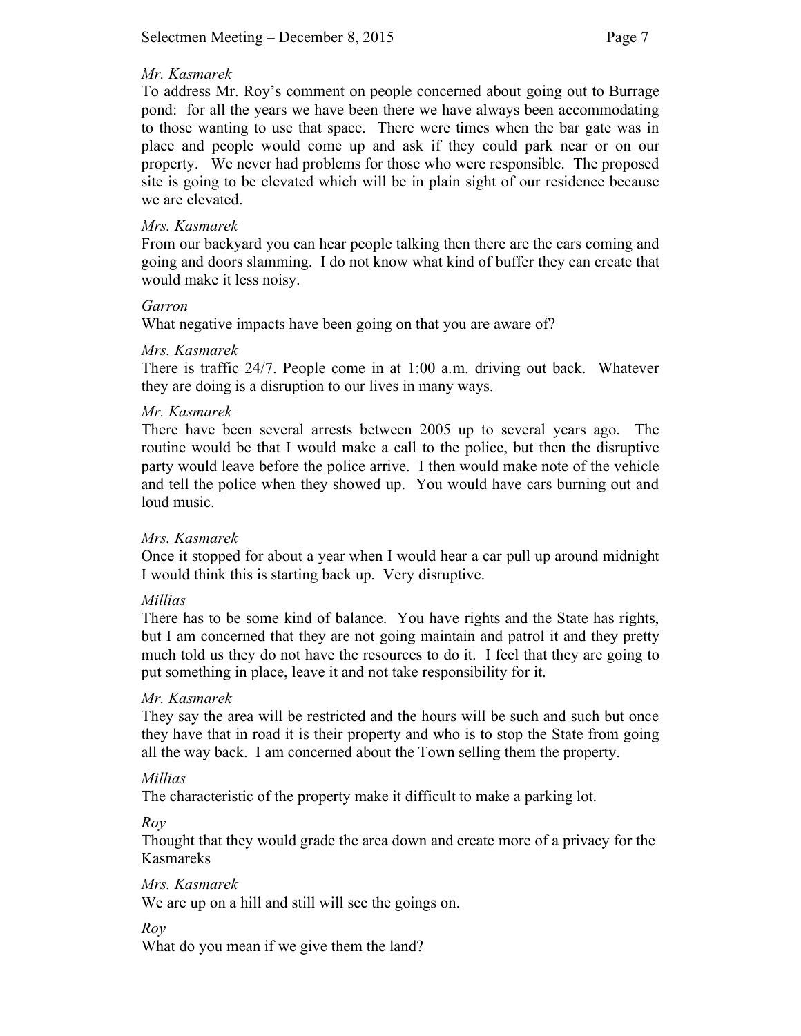*Mr. Kasmarek*
To address Mr. Roy's comment on people concerned about going out to Burrage pond: for all the years we have been there we have always been accommodating to those wanting to use that space. There were times when the bar gate was in place and people would come up and ask if they could park near or on our property. We never had problems for those who were responsible. The proposed site is going to be elevated which will be in plain sight of our residence because we are elevated.

*Mrs. Kasmarek*
From our backyard you can hear people talking then there are the cars coming and going and doors slamming. I do not know what kind of buffer they can create that would make it less noisy.

*Garron*
What negative impacts have been going on that you are aware of?

*Mrs. Kasmarek*
There is traffic 24/7. People come in at 1:00 a.m. driving out back. Whatever they are doing is a disruption to our lives in many ways.

*Mr. Kasmarek*
There have been several arrests between 2005 up to several years ago. The routine would be that I would make a call to the police, but then the disruptive party would leave before the police arrive. I then would make note of the vehicle and tell the police when they showed up. You would have cars burning out and loud music.

*Mrs. Kasmarek*
Once it stopped for about a year when I would hear a car pull up around midnight I would think this is starting back up. Very disruptive.

*Millias*
There has to be some kind of balance. You have rights and the State has rights, but I am concerned that they are not going maintain and patrol it and they pretty much told us they do not have the resources to do it. I feel that they are going to put something in place, leave it and not take responsibility for it.

*Mr. Kasmarek*
They say the area will be restricted and the hours will be such and such but once they have that in road it is their property and who is to stop the State from going all the way back. I am concerned about the Town selling them the property.

*Millias*
The characteristic of the property make it difficult to make a parking lot.

*Roy*
Thought that they would grade the area down and create more of a privacy for the Kasmareks

*Mrs. Kasmarek*
We are up on a hill and still will see the goings on.

*Roy*
What do you mean if we give them the land?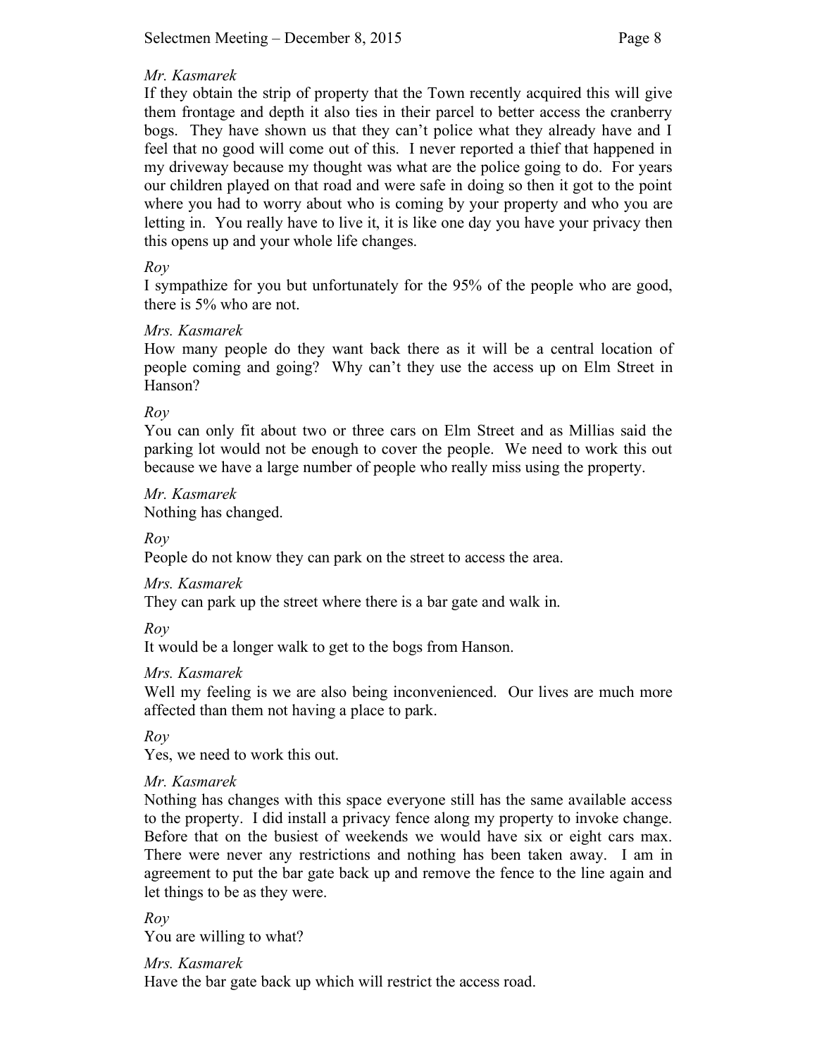*Mr. Kasmarek*

If they obtain the strip of property that the Town recently acquired this will give them frontage and depth it also ties in their parcel to better access the cranberry bogs. They have shown us that they can't police what they already have and I feel that no good will come out of this. I never reported a thief that happened in my driveway because my thought was what are the police going to do. For years our children played on that road and were safe in doing so then it got to the point where you had to worry about who is coming by your property and who you are letting in. You really have to live it, it is like one day you have your privacy then this opens up and your whole life changes.

*Roy*

I sympathize for you but unfortunately for the 95% of the people who are good, there is 5% who are not.

*Mrs. Kasmarek*

How many people do they want back there as it will be a central location of people coming and going? Why can't they use the access up on Elm Street in Hanson?

*Roy*

You can only fit about two or three cars on Elm Street and as Millias said the parking lot would not be enough to cover the people. We need to work this out because we have a large number of people who really miss using the property.

*Mr. Kasmarek*

Nothing has changed.

*Roy*

People do not know they can park on the street to access the area.

*Mrs. Kasmarek*

They can park up the street where there is a bar gate and walk in.

*Roy*

It would be a longer walk to get to the bogs from Hanson.

*Mrs. Kasmarek*

Well my feeling is we are also being inconvenienced. Our lives are much more affected than them not having a place to park.

*Roy*

Yes, we need to work this out.

*Mr. Kasmarek*

Nothing has changes with this space everyone still has the same available access to the property. I did install a privacy fence along my property to invoke change. Before that on the busiest of weekends we would have six or eight cars max. There were never any restrictions and nothing has been taken away. I am in agreement to put the bar gate back up and remove the fence to the line again and let things to be as they were.

*Roy*

You are willing to what?

*Mrs. Kasmarek*

Have the bar gate back up which will restrict the access road.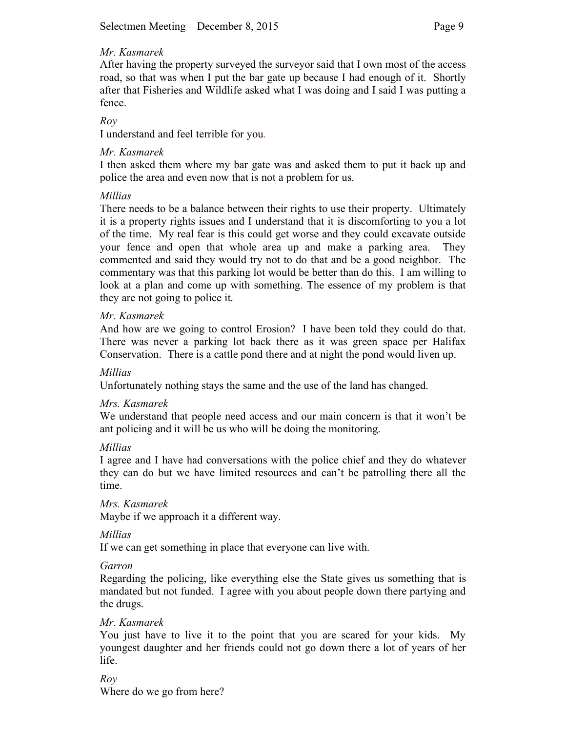*Mr. Kasmarek*
After having the property surveyed the surveyor said that I own most of the access road, so that was when I put the bar gate up because I had enough of it. Shortly after that Fisheries and Wildlife asked what I was doing and I said I was putting a fence.

*Roy*
I understand and feel terrible for you.

*Mr. Kasmarek*
I then asked them where my bar gate was and asked them to put it back up and police the area and even now that is not a problem for us.

*Millias*
There needs to be a balance between their rights to use their property. Ultimately it is a property rights issues and I understand that it is discomforting to you a lot of the time. My real fear is this could get worse and they could excavate outside your fence and open that whole area up and make a parking area. They commented and said they would try not to do that and be a good neighbor. The commentary was that this parking lot would be better than do this. I am willing to look at a plan and come up with something. The essence of my problem is that they are not going to police it.

*Mr. Kasmarek*
And how are we going to control Erosion? I have been told they could do that. There was never a parking lot back there as it was green space per Halifax Conservation. There is a cattle pond there and at night the pond would liven up.

*Millias*
Unfortunately nothing stays the same and the use of the land has changed.

*Mrs. Kasmarek*
We understand that people need access and our main concern is that it won't be ant policing and it will be us who will be doing the monitoring.

*Millias*
I agree and I have had conversations with the police chief and they do whatever they can do but we have limited resources and can't be patrolling there all the time.

*Mrs. Kasmarek*
Maybe if we approach it a different way.

*Millias*
If we can get something in place that everyone can live with.

*Garron*
Regarding the policing, like everything else the State gives us something that is mandated but not funded. I agree with you about people down there partying and the drugs.

*Mr. Kasmarek*
You just have to live it to the point that you are scared for your kids. My youngest daughter and her friends could not go down there a lot of years of her life.

*Roy*
Where do we go from here?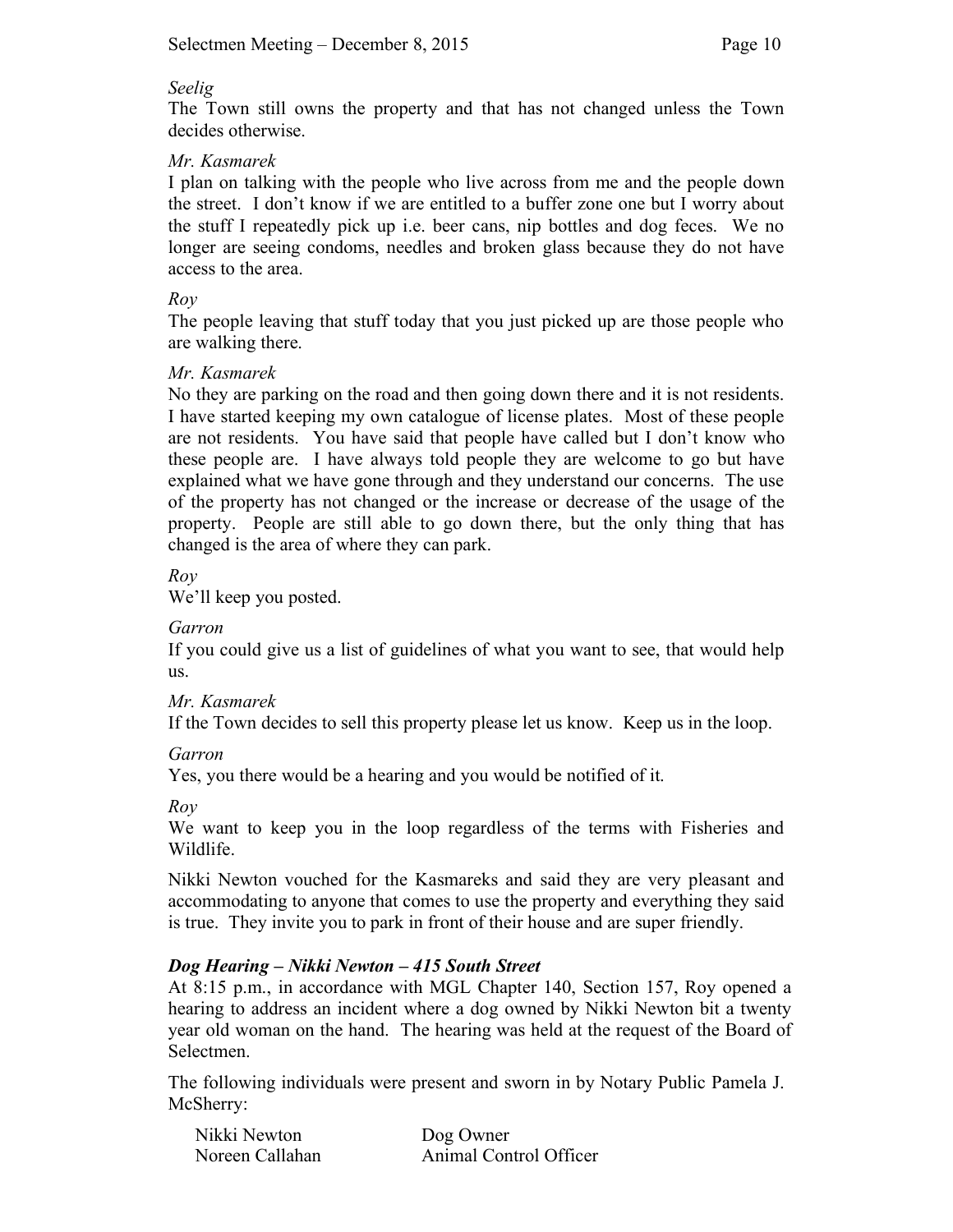*Seelig*

The Town still owns the property and that has not changed unless the Town decides otherwise.

*Mr. Kasmarek*

I plan on talking with the people who live across from me and the people down the street. I don't know if we are entitled to a buffer zone one but I worry about the stuff I repeatedly pick up i.e. beer cans, nip bottles and dog feces. We no longer are seeing condoms, needles and broken glass because they do not have access to the area.

*Roy*

The people leaving that stuff today that you just picked up are those people who are walking there.

*Mr. Kasmarek*

No they are parking on the road and then going down there and it is not residents. I have started keeping my own catalogue of license plates. Most of these people are not residents. You have said that people have called but I don't know who these people are. I have always told people they are welcome to go but have explained what we have gone through and they understand our concerns. The use of the property has not changed or the increase or decrease of the usage of the property. People are still able to go down there, but the only thing that has changed is the area of where they can park.

*Roy*

We'll keep you posted.

*Garron*

If you could give us a list of guidelines of what you want to see, that would help us.

*Mr. Kasmarek*

If the Town decides to sell this property please let us know. Keep us in the loop.

*Garron*

Yes, you there would be a hearing and you would be notified of it.

*Roy*

We want to keep you in the loop regardless of the terms with Fisheries and Wildlife.

Nikki Newton vouched for the Kasmareks and said they are very pleasant and accommodating to anyone that comes to use the property and everything they said is true. They invite you to park in front of their house and are super friendly.

***Dog Hearing – Nikki Newton – 415 South Street***

At 8:15 p.m., in accordance with MGL Chapter 140, Section 157, Roy opened a hearing to address an incident where a dog owned by Nikki Newton bit a twenty year old woman on the hand. The hearing was held at the request of the Board of Selectmen.

The following individuals were present and sworn in by Notary Public Pamela J. McSherry:

| | |
|---|---|
| Nikki Newton | Dog Owner |
| Noreen Callahan | Animal Control Officer |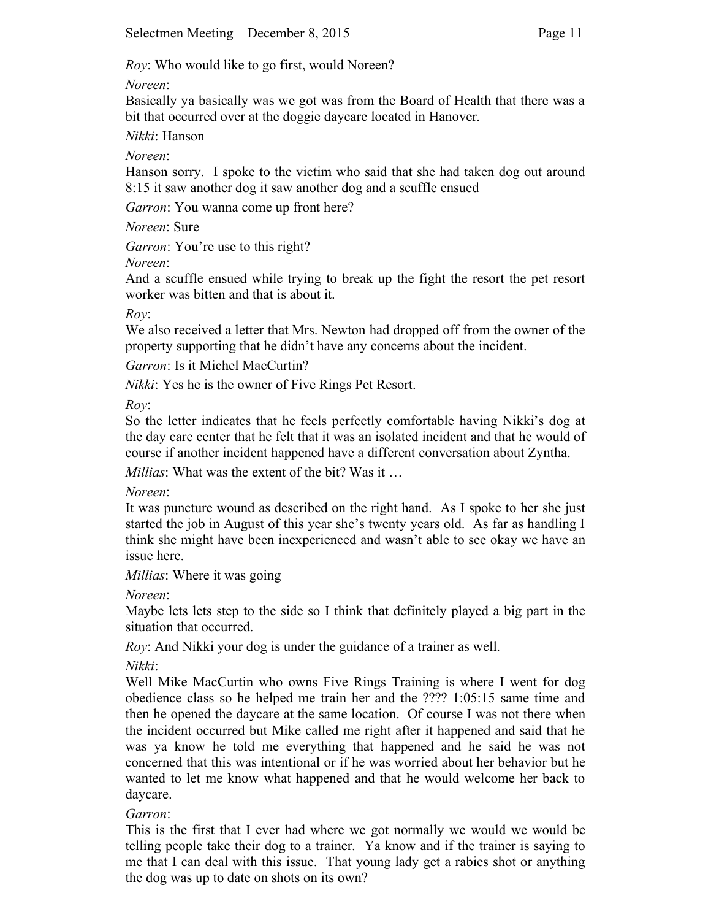*Roy*: Who would like to go first, would Noreen?

*Noreen*:
Basically ya basically was we got was from the Board of Health that there was a bit that occurred over at the doggie daycare located in Hanover.

*Nikki*: Hanson

*Noreen*:
Hanson sorry. I spoke to the victim who said that she had taken dog out around 8:15 it saw another dog it saw another dog and a scuffle ensued

*Garron*: You wanna come up front here?

*Noreen*: Sure

*Garron*: You're use to this right?

*Noreen*:
And a scuffle ensued while trying to break up the fight the resort the pet resort worker was bitten and that is about it.

*Roy*:
We also received a letter that Mrs. Newton had dropped off from the owner of the property supporting that he didn't have any concerns about the incident.

*Garron*: Is it Michel MacCurtin?

*Nikki*: Yes he is the owner of Five Rings Pet Resort.

*Roy*:
So the letter indicates that he feels perfectly comfortable having Nikki's dog at the day care center that he felt that it was an isolated incident and that he would of course if another incident happened have a different conversation about Zyntha.

*Millias*: What was the extent of the bit? Was it …

*Noreen*:
It was puncture wound as described on the right hand. As I spoke to her she just started the job in August of this year she's twenty years old. As far as handling I think she might have been inexperienced and wasn't able to see okay we have an issue here.

*Millias*: Where it was going

*Noreen*:
Maybe lets lets step to the side so I think that definitely played a big part in the situation that occurred.

*Roy*: And Nikki your dog is under the guidance of a trainer as well.

*Nikki*:
Well Mike MacCurtin who owns Five Rings Training is where I went for dog obedience class so he helped me train her and the ???? 1:05:15 same time and then he opened the daycare at the same location. Of course I was not there when the incident occurred but Mike called me right after it happened and said that he was ya know he told me everything that happened and he said he was not concerned that this was intentional or if he was worried about her behavior but he wanted to let me know what happened and that he would welcome her back to daycare.

*Garron*:
This is the first that I ever had where we got normally we would we would be telling people take their dog to a trainer. Ya know and if the trainer is saying to me that I can deal with this issue. That young lady get a rabies shot or anything the dog was up to date on shots on its own?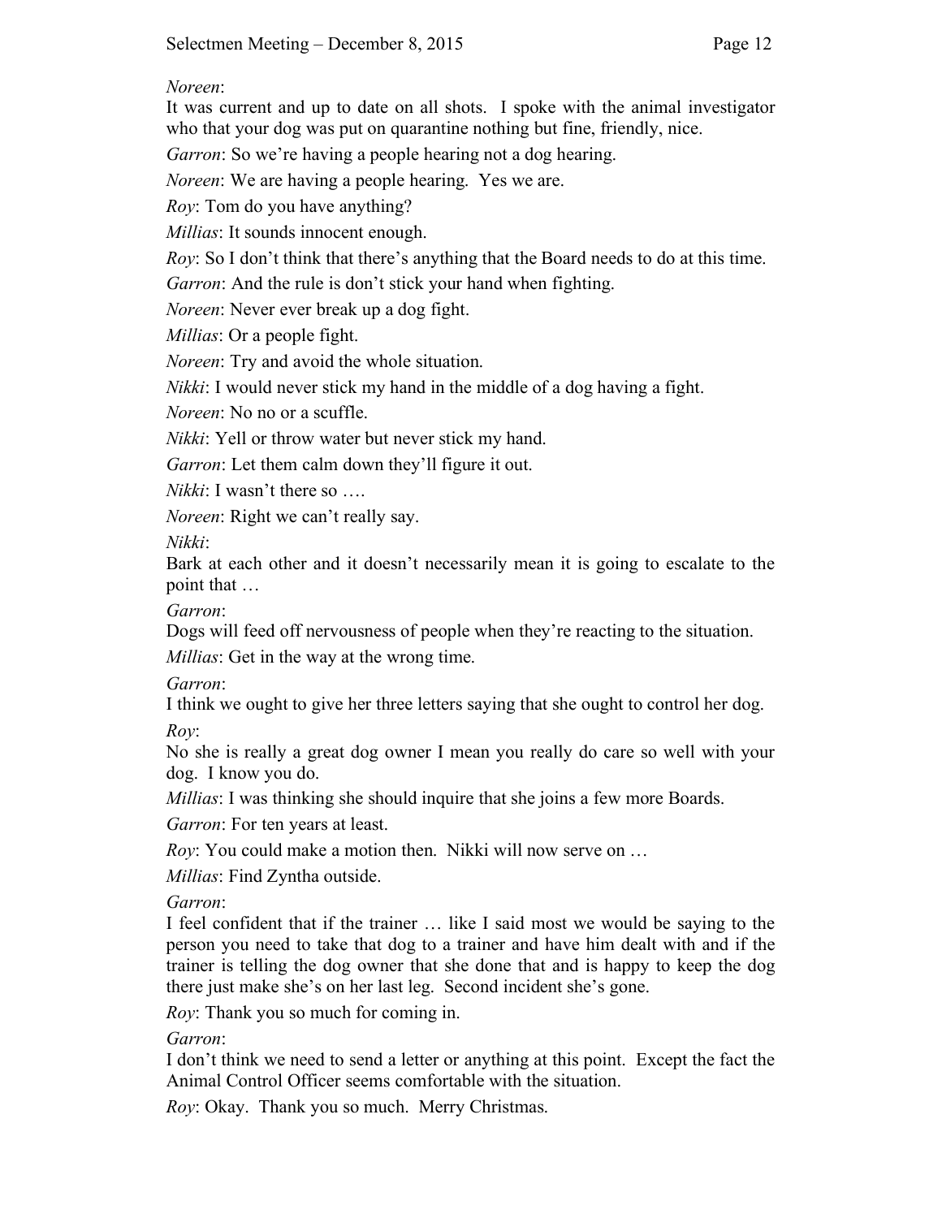*Noreen*:
It was current and up to date on all shots. I spoke with the animal investigator who that your dog was put on quarantine nothing but fine, friendly, nice.

*Garron*: So we're having a people hearing not a dog hearing.

*Noreen*: We are having a people hearing. Yes we are.

*Roy*: Tom do you have anything?

*Millias*: It sounds innocent enough.

*Roy*: So I don't think that there's anything that the Board needs to do at this time.

*Garron*: And the rule is don't stick your hand when fighting.

*Noreen*: Never ever break up a dog fight.

*Millias*: Or a people fight.

*Noreen*: Try and avoid the whole situation.

*Nikki*: I would never stick my hand in the middle of a dog having a fight.

*Noreen*: No no or a scuffle.

*Nikki*: Yell or throw water but never stick my hand.

*Garron*: Let them calm down they'll figure it out.

*Nikki*: I wasn't there so ….

*Noreen*: Right we can't really say.

*Nikki*:
Bark at each other and it doesn't necessarily mean it is going to escalate to the point that …

*Garron*:
Dogs will feed off nervousness of people when they're reacting to the situation.

*Millias*: Get in the way at the wrong time.

*Garron*:
I think we ought to give her three letters saying that she ought to control her dog.

*Roy*:
No she is really a great dog owner I mean you really do care so well with your dog. I know you do.

*Millias*: I was thinking she should inquire that she joins a few more Boards.

*Garron*: For ten years at least.

*Roy*: You could make a motion then. Nikki will now serve on …

*Millias*: Find Zyntha outside.

*Garron*:
I feel confident that if the trainer … like I said most we would be saying to the person you need to take that dog to a trainer and have him dealt with and if the trainer is telling the dog owner that she done that and is happy to keep the dog there just make she's on her last leg. Second incident she's gone.

*Roy*: Thank you so much for coming in.

*Garron*:
I don't think we need to send a letter or anything at this point. Except the fact the Animal Control Officer seems comfortable with the situation.

*Roy*: Okay. Thank you so much. Merry Christmas.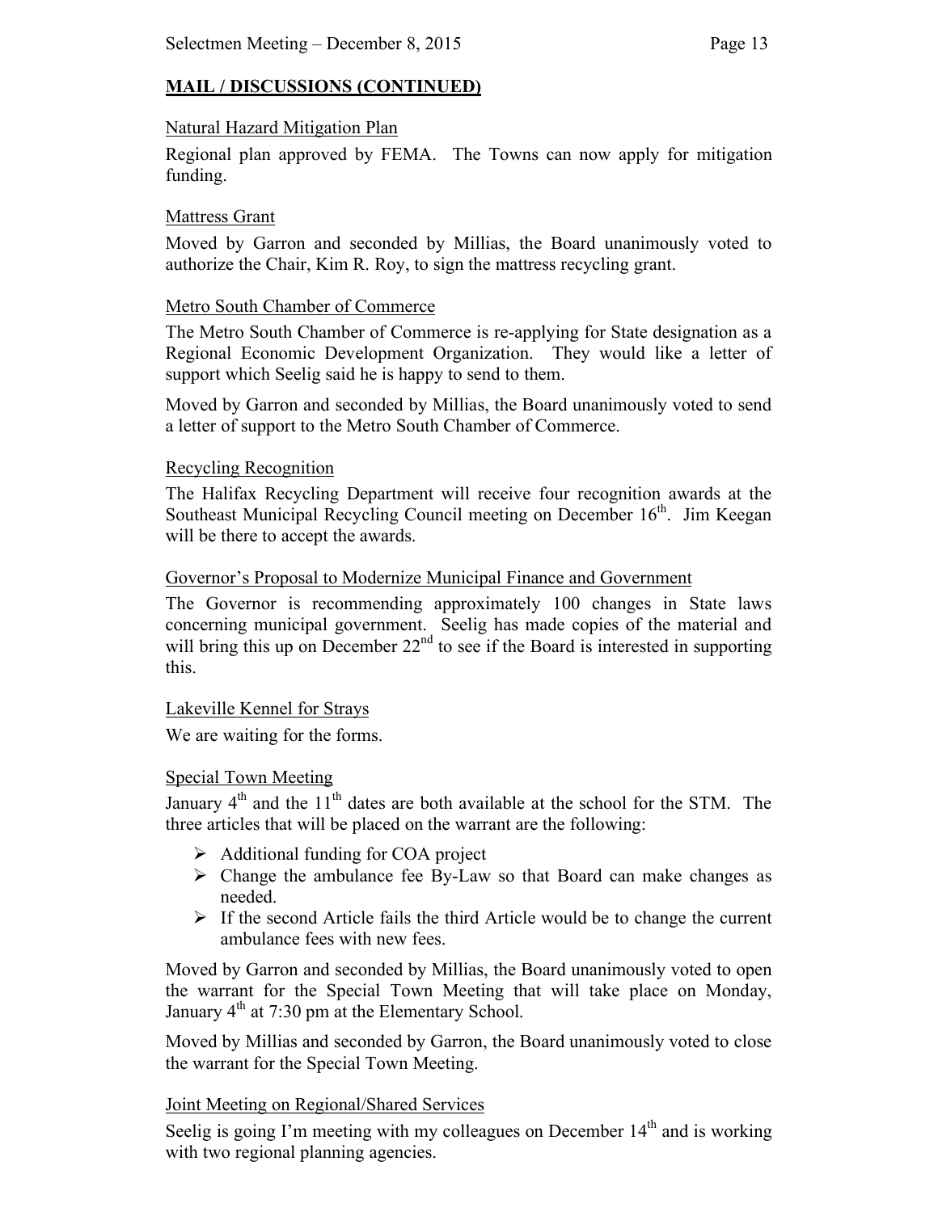## MAIL / DISCUSSIONS (CONTINUED)

Natural Hazard Mitigation Plan

Regional plan approved by FEMA. The Towns can now apply for mitigation funding.

Mattress Grant

Moved by Garron and seconded by Millias, the Board unanimously voted to authorize the Chair, Kim R. Roy, to sign the mattress recycling grant.

Metro South Chamber of Commerce

The Metro South Chamber of Commerce is re-applying for State designation as a Regional Economic Development Organization. They would like a letter of support which Seelig said he is happy to send to them.

Moved by Garron and seconded by Millias, the Board unanimously voted to send a letter of support to the Metro South Chamber of Commerce.

Recycling Recognition

The Halifax Recycling Department will receive four recognition awards at the Southeast Municipal Recycling Council meeting on December 16th. Jim Keegan will be there to accept the awards.

Governor's Proposal to Modernize Municipal Finance and Government

The Governor is recommending approximately 100 changes in State laws concerning municipal government. Seelig has made copies of the material and will bring this up on December 22nd to see if the Board is interested in supporting this.

Lakeville Kennel for Strays

We are waiting for the forms.

Special Town Meeting

January 4th and the 11th dates are both available at the school for the STM. The three articles that will be placed on the warrant are the following:

- Additional funding for COA project
- Change the ambulance fee By-Law so that Board can make changes as needed.
- If the second Article fails the third Article would be to change the current ambulance fees with new fees.

Moved by Garron and seconded by Millias, the Board unanimously voted to open the warrant for the Special Town Meeting that will take place on Monday, January 4th at 7:30 pm at the Elementary School.

Moved by Millias and seconded by Garron, the Board unanimously voted to close the warrant for the Special Town Meeting.

Joint Meeting on Regional/Shared Services

Seelig is going I'm meeting with my colleagues on December 14th and is working with two regional planning agencies.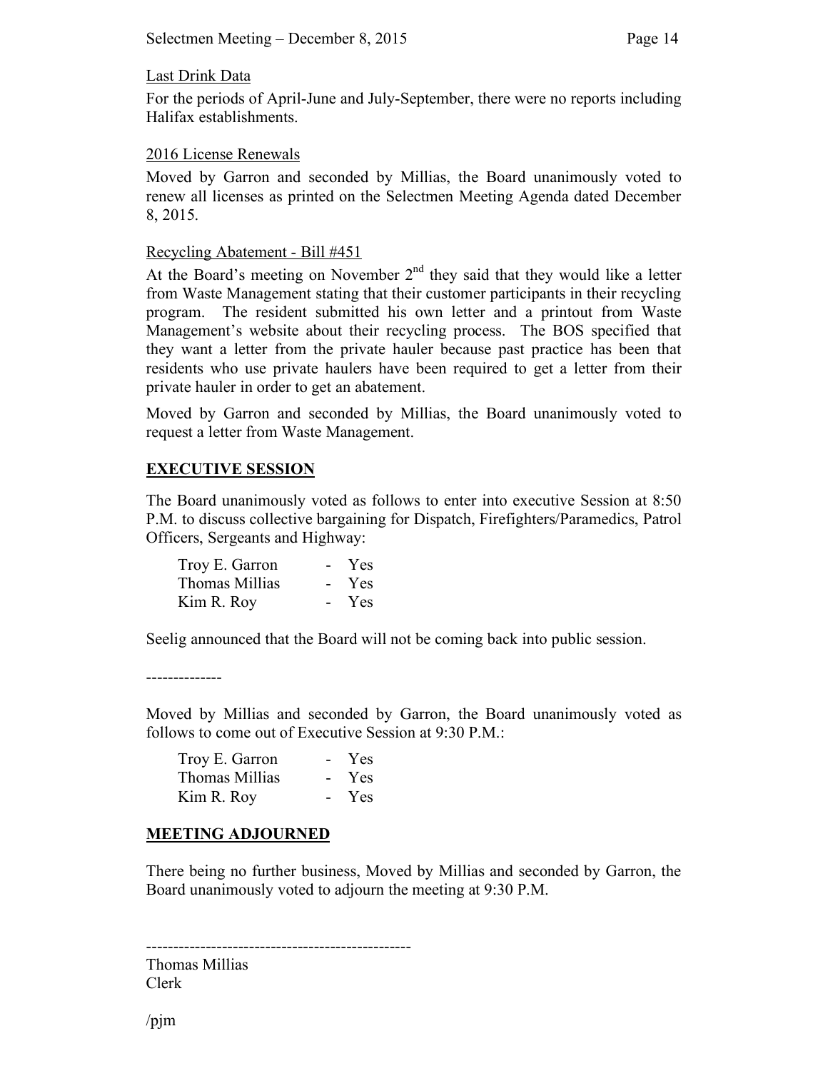Last Drink Data

For the periods of April-June and July-September, there were no reports including Halifax establishments.

2016 License Renewals

Moved by Garron and seconded by Millias, the Board unanimously voted to renew all licenses as printed on the Selectmen Meeting Agenda dated December 8, 2015.

Recycling Abatement - Bill #451

At the Board's meeting on November 2nd they said that they would like a letter from Waste Management stating that their customer participants in their recycling program. The resident submitted his own letter and a printout from Waste Management's website about their recycling process. The BOS specified that they want a letter from the private hauler because past practice has been that residents who use private haulers have been required to get a letter from their private hauler in order to get an abatement.

Moved by Garron and seconded by Millias, the Board unanimously voted to request a letter from Waste Management.

## EXECUTIVE SESSION

The Board unanimously voted as follows to enter into executive Session at 8:50 P.M. to discuss collective bargaining for Dispatch, Firefighters/Paramedics, Patrol Officers, Sergeants and Highway:

| | | |
|---|---|---|
| Troy E. Garron | - | Yes |
| Thomas Millias | - | Yes |
| Kim R. Roy | - | Yes |

Seelig announced that the Board will not be coming back into public session.

--------------

Moved by Millias and seconded by Garron, the Board unanimously voted as follows to come out of Executive Session at 9:30 P.M.:

| | | |
|---|---|---|
| Troy E. Garron | - | Yes |
| Thomas Millias | - | Yes |
| Kim R. Roy | - | Yes |

## MEETING ADJOURNED

There being no further business, Moved by Millias and seconded by Garron, the Board unanimously voted to adjourn the meeting at 9:30 P.M.

-------------------------------------------------

Thomas Millias
Clerk

/pjm